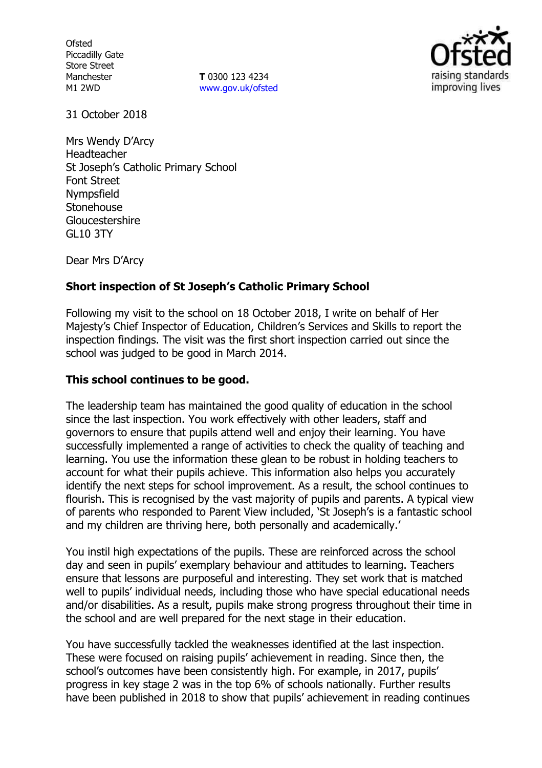Ofsted
Piccadilly Gate
Store Street
Manchester
M1 2WD

**T** 0300 123 4234
www.gov.uk/ofsted

31 October 2018

Mrs Wendy D'Arcy
Headteacher
St Joseph's Catholic Primary School
Font Street
Nympsfield
Stonehouse
Gloucestershire
GL10 3TY

Dear Mrs D'Arcy

**Short inspection of St Joseph's Catholic Primary School**

Following my visit to the school on 18 October 2018, I write on behalf of Her Majesty's Chief Inspector of Education, Children's Services and Skills to report the inspection findings. The visit was the first short inspection carried out since the school was judged to be good in March 2014.

**This school continues to be good.**

The leadership team has maintained the good quality of education in the school since the last inspection. You work effectively with other leaders, staff and governors to ensure that pupils attend well and enjoy their learning. You have successfully implemented a range of activities to check the quality of teaching and learning. You use the information these glean to be robust in holding teachers to account for what their pupils achieve. This information also helps you accurately identify the next steps for school improvement. As a result, the school continues to flourish. This is recognised by the vast majority of pupils and parents. A typical view of parents who responded to Parent View included, 'St Joseph's is a fantastic school and my children are thriving here, both personally and academically.'

You instil high expectations of the pupils. These are reinforced across the school day and seen in pupils' exemplary behaviour and attitudes to learning. Teachers ensure that lessons are purposeful and interesting. They set work that is matched well to pupils' individual needs, including those who have special educational needs and/or disabilities. As a result, pupils make strong progress throughout their time in the school and are well prepared for the next stage in their education.

You have successfully tackled the weaknesses identified at the last inspection. These were focused on raising pupils' achievement in reading. Since then, the school's outcomes have been consistently high. For example, in 2017, pupils' progress in key stage 2 was in the top 6% of schools nationally. Further results have been published in 2018 to show that pupils' achievement in reading continues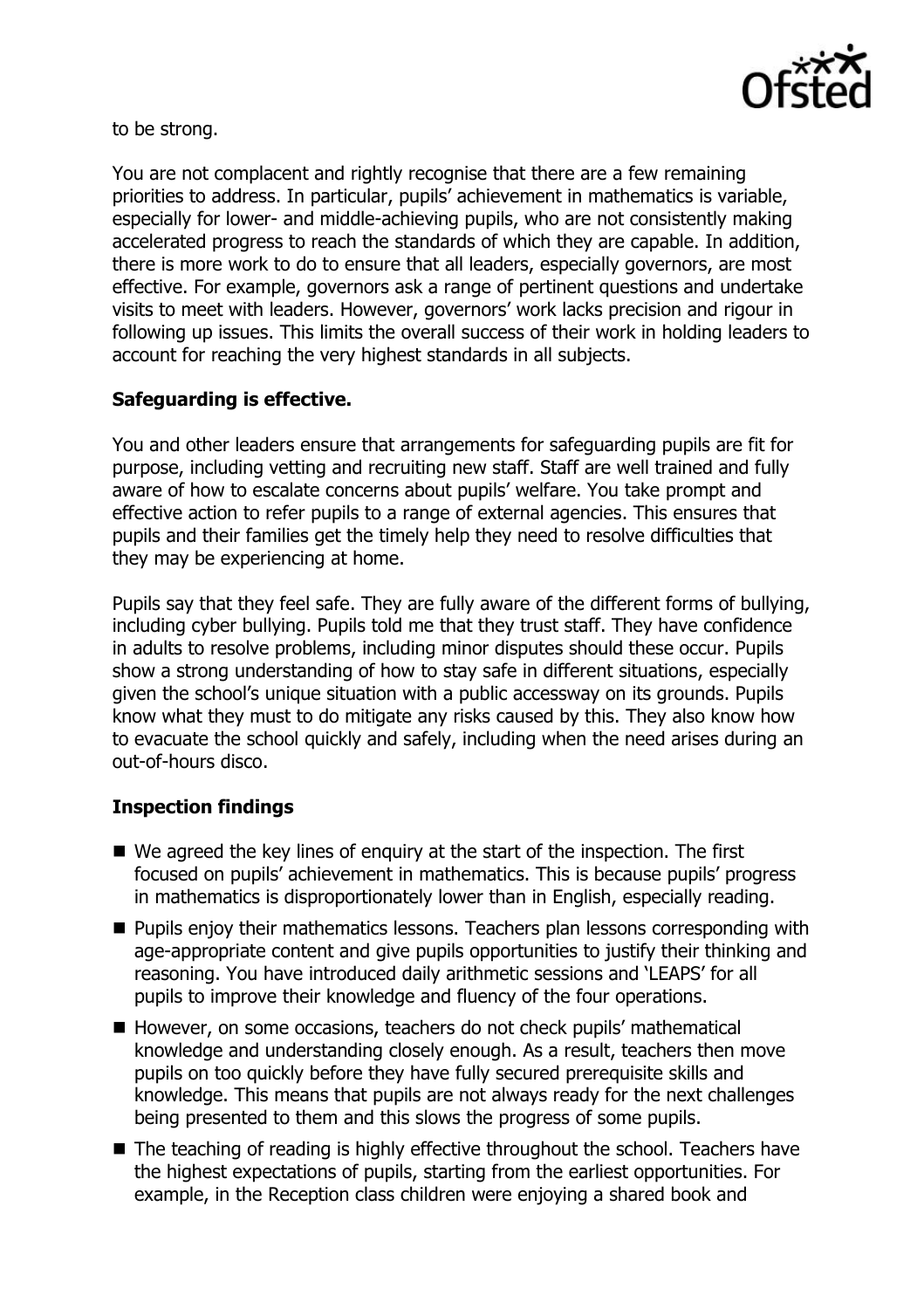to be strong.

You are not complacent and rightly recognise that there are a few remaining priorities to address. In particular, pupils' achievement in mathematics is variable, especially for lower- and middle-achieving pupils, who are not consistently making accelerated progress to reach the standards of which they are capable. In addition, there is more work to do to ensure that all leaders, especially governors, are most effective. For example, governors ask a range of pertinent questions and undertake visits to meet with leaders. However, governors' work lacks precision and rigour in following up issues. This limits the overall success of their work in holding leaders to account for reaching the very highest standards in all subjects.

**Safeguarding is effective.**

You and other leaders ensure that arrangements for safeguarding pupils are fit for purpose, including vetting and recruiting new staff. Staff are well trained and fully aware of how to escalate concerns about pupils' welfare. You take prompt and effective action to refer pupils to a range of external agencies. This ensures that pupils and their families get the timely help they need to resolve difficulties that they may be experiencing at home.

Pupils say that they feel safe. They are fully aware of the different forms of bullying, including cyber bullying. Pupils told me that they trust staff. They have confidence in adults to resolve problems, including minor disputes should these occur. Pupils show a strong understanding of how to stay safe in different situations, especially given the school's unique situation with a public accessway on its grounds. Pupils know what they must to do mitigate any risks caused by this. They also know how to evacuate the school quickly and safely, including when the need arises during an out-of-hours disco.

**Inspection findings**

- We agreed the key lines of enquiry at the start of the inspection. The first focused on pupils' achievement in mathematics. This is because pupils' progress in mathematics is disproportionately lower than in English, especially reading.
- Pupils enjoy their mathematics lessons. Teachers plan lessons corresponding with age-appropriate content and give pupils opportunities to justify their thinking and reasoning. You have introduced daily arithmetic sessions and 'LEAPS' for all pupils to improve their knowledge and fluency of the four operations.
- However, on some occasions, teachers do not check pupils' mathematical knowledge and understanding closely enough. As a result, teachers then move pupils on too quickly before they have fully secured prerequisite skills and knowledge. This means that pupils are not always ready for the next challenges being presented to them and this slows the progress of some pupils.
- The teaching of reading is highly effective throughout the school. Teachers have the highest expectations of pupils, starting from the earliest opportunities. For example, in the Reception class children were enjoying a shared book and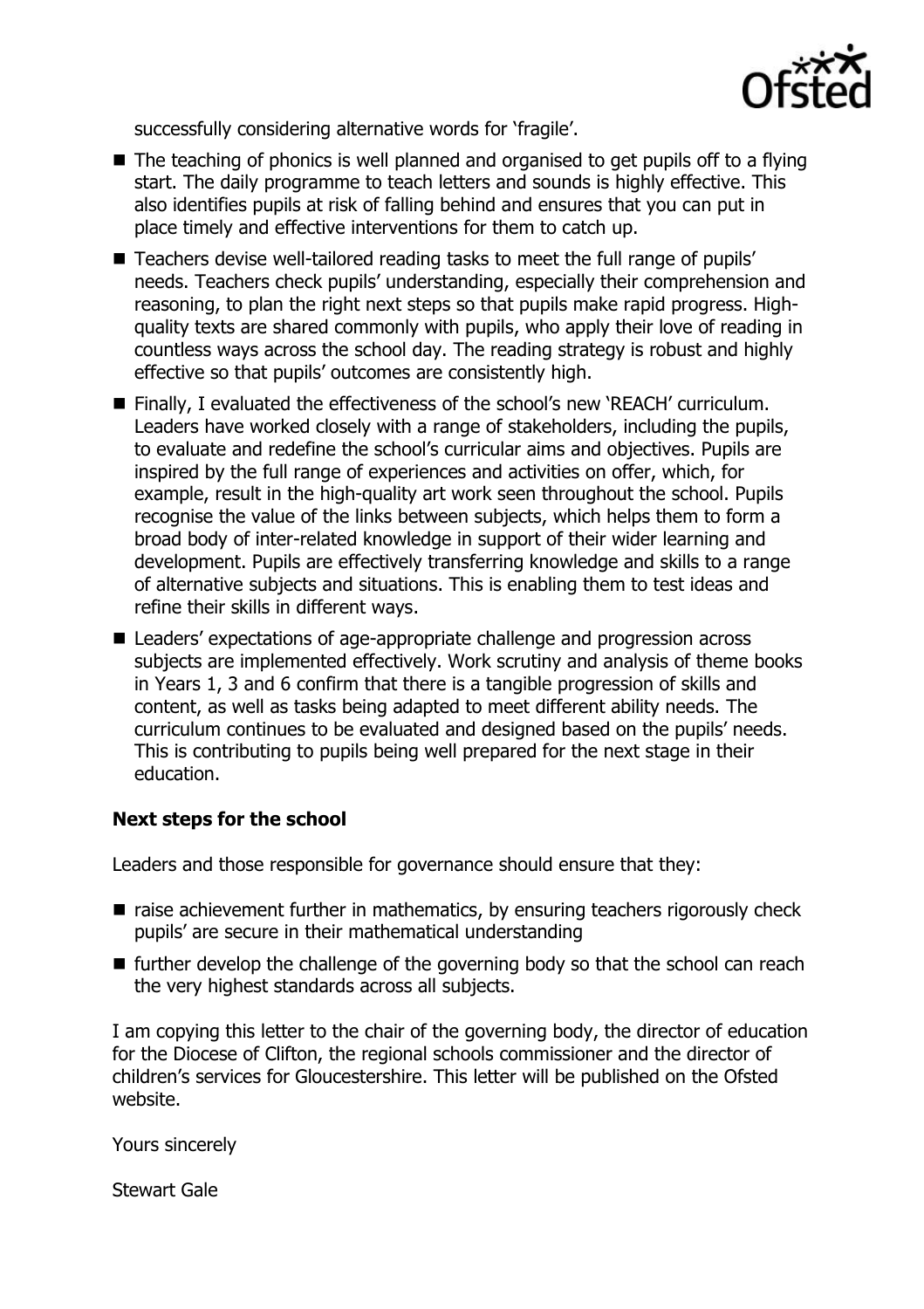successfully considering alternative words for 'fragile'.

- The teaching of phonics is well planned and organised to get pupils off to a flying start. The daily programme to teach letters and sounds is highly effective. This also identifies pupils at risk of falling behind and ensures that you can put in place timely and effective interventions for them to catch up.
- Teachers devise well-tailored reading tasks to meet the full range of pupils' needs. Teachers check pupils' understanding, especially their comprehension and reasoning, to plan the right next steps so that pupils make rapid progress. High-quality texts are shared commonly with pupils, who apply their love of reading in countless ways across the school day. The reading strategy is robust and highly effective so that pupils' outcomes are consistently high.
- Finally, I evaluated the effectiveness of the school's new 'REACH' curriculum. Leaders have worked closely with a range of stakeholders, including the pupils, to evaluate and redefine the school's curricular aims and objectives. Pupils are inspired by the full range of experiences and activities on offer, which, for example, result in the high-quality art work seen throughout the school. Pupils recognise the value of the links between subjects, which helps them to form a broad body of inter-related knowledge in support of their wider learning and development. Pupils are effectively transferring knowledge and skills to a range of alternative subjects and situations. This is enabling them to test ideas and refine their skills in different ways.
- Leaders' expectations of age-appropriate challenge and progression across subjects are implemented effectively. Work scrutiny and analysis of theme books in Years 1, 3 and 6 confirm that there is a tangible progression of skills and content, as well as tasks being adapted to meet different ability needs. The curriculum continues to be evaluated and designed based on the pupils' needs. This is contributing to pupils being well prepared for the next stage in their education.

**Next steps for the school**

Leaders and those responsible for governance should ensure that they:

- raise achievement further in mathematics, by ensuring teachers rigorously check pupils' are secure in their mathematical understanding
- further develop the challenge of the governing body so that the school can reach the very highest standards across all subjects.

I am copying this letter to the chair of the governing body, the director of education for the Diocese of Clifton, the regional schools commissioner and the director of children's services for Gloucestershire. This letter will be published on the Ofsted website.

Yours sincerely

Stewart Gale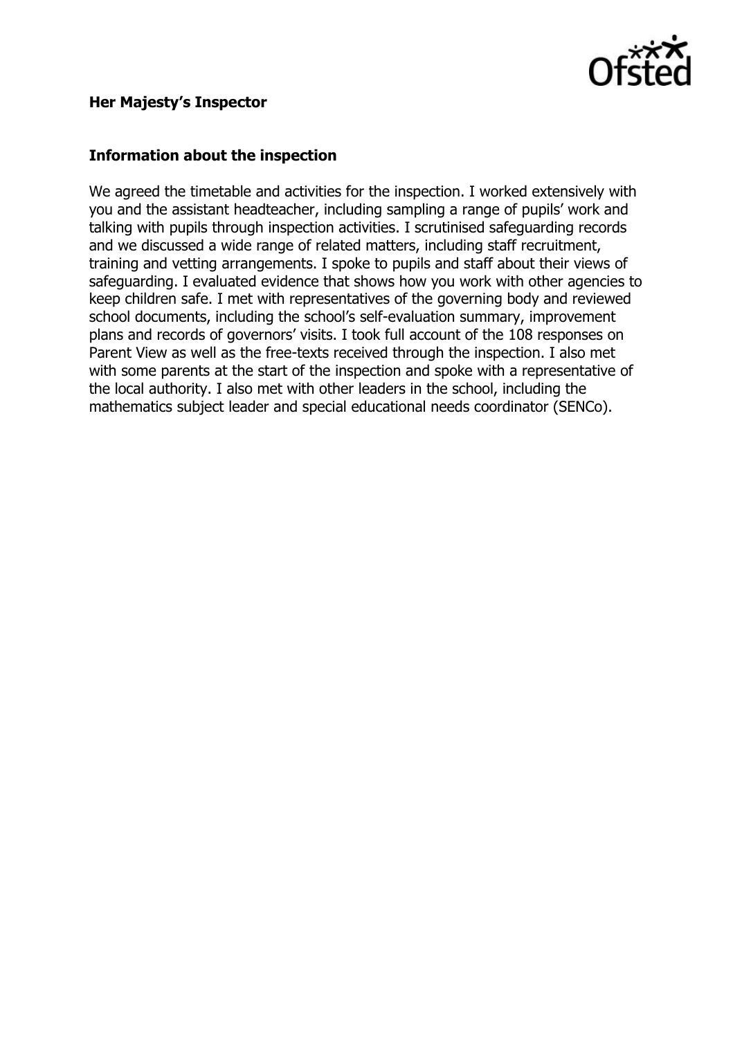**Her Majesty's Inspector**

**Information about the inspection**

We agreed the timetable and activities for the inspection. I worked extensively with you and the assistant headteacher, including sampling a range of pupils' work and talking with pupils through inspection activities. I scrutinised safeguarding records and we discussed a wide range of related matters, including staff recruitment, training and vetting arrangements. I spoke to pupils and staff about their views of safeguarding. I evaluated evidence that shows how you work with other agencies to keep children safe. I met with representatives of the governing body and reviewed school documents, including the school's self-evaluation summary, improvement plans and records of governors' visits. I took full account of the 108 responses on Parent View as well as the free-texts received through the inspection. I also met with some parents at the start of the inspection and spoke with a representative of the local authority. I also met with other leaders in the school, including the mathematics subject leader and special educational needs coordinator (SENCo).